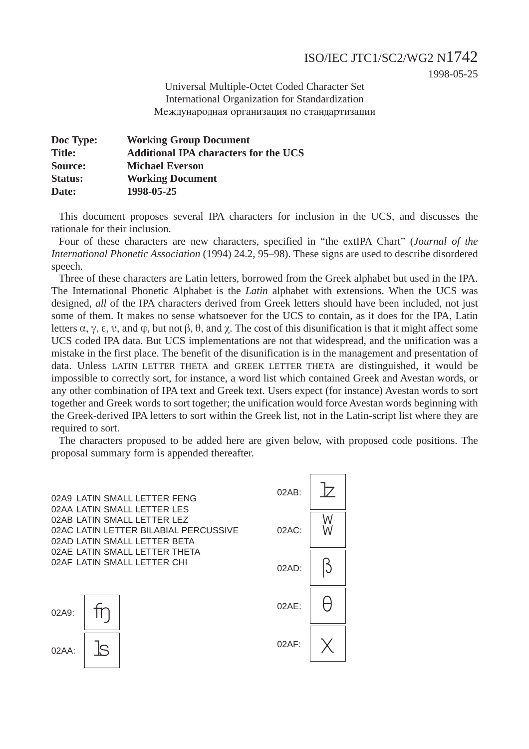ISO/IEC JTC1/SC2/WG2 N1742

1998-05-25

Universal Multiple-Octet Coded Character Set
International Organization for Standardization
Международная организация по стандартизации

**Doc Type:** **Working Group Document**
**Title:** **Additional IPA characters for the UCS**
**Source:** **Michael Everson**
**Status:** **Working Document**
**Date:** **1998-05-25**

This document proposes several IPA characters for inclusion in the UCS, and discusses the rationale for their inclusion.

Four of these characters are new characters, specified in “the extIPA Chart” (*Journal of the International Phonetic Association* (1994) 24.2, 95–98). These signs are used to describe disordered speech.

Three of these characters are Latin letters, borrowed from the Greek alphabet but used in the IPA. The International Phonetic Alphabet is the *Latin* alphabet with extensions. When the UCS was designed, *all* of the IPA characters derived from Greek letters should have been included, not just some of them. It makes no sense whatsoever for the UCS to contain, as it does for the IPA, Latin letters α, γ, ε, υ, and φ, but not β, θ, and χ. The cost of this disunification is that it might affect some UCS coded IPA data. But UCS implementations are not that widespread, and the unification was a mistake in the first place. The benefit of the disunification is in the management and presentation of data. Unless LATIN LETTER THETA and GREEK LETTER THETA are distinguished, it would be impossible to correctly sort, for instance, a word list which contained Greek and Avestan words, or any other combination of IPA text and Greek text. Users expect (for instance) Avestan words to sort together and Greek words to sort together; the unification would force Avestan words beginning with the Greek-derived IPA letters to sort within the Greek list, not in the Latin-script list where they are required to sort.

The characters proposed to be added here are given below, with proposed code positions. The proposal summary form is appended thereafter.

02A9 LATIN SMALL LETTER FENG
02AA LATIN SMALL LETTER LES
02AB LATIN SMALL LETTER LEZ
02AC LATIN LETTER BILABIAL PERCUSSIVE
02AD LATIN SMALL LETTER BETA
02AE LATIN SMALL LETTER THETA
02AF LATIN SMALL LETTER CHI

02A9: ʩ

02AA: ʪ

02AB: ʫ

02AC: ʬ

02AD: β

02AE: θ

02AF: χ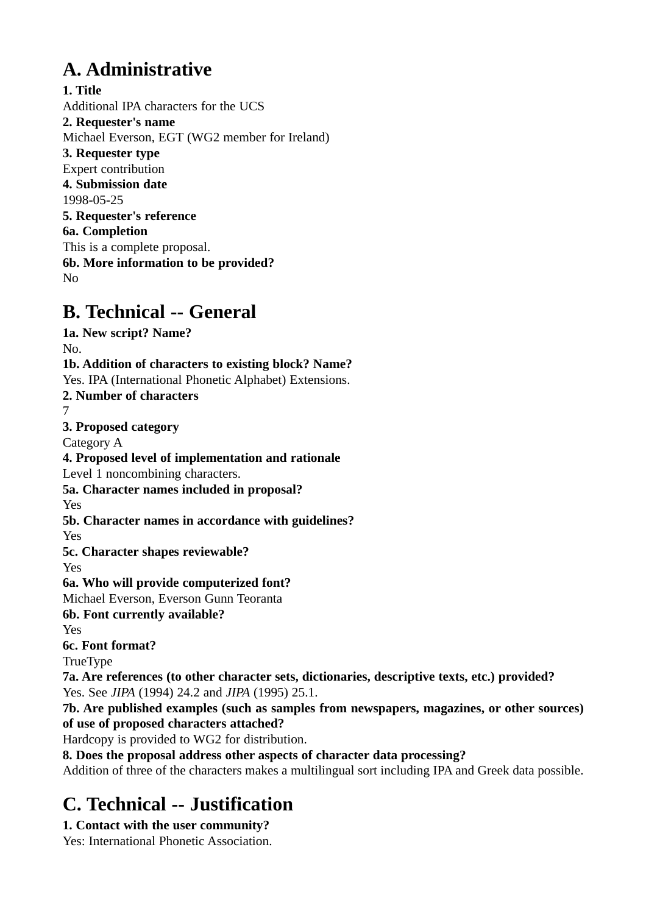## A. Administrative

**1. Title**
Additional IPA characters for the UCS
**2. Requester's name**
Michael Everson, EGT (WG2 member for Ireland)
**3. Requester type**
Expert contribution
**4. Submission date**
1998-05-25
**5. Requester's reference**
**6a. Completion**
This is a complete proposal.
**6b. More information to be provided?**
No

## B. Technical -- General

**1a. New script? Name?**
No.
**1b. Addition of characters to existing block? Name?**
Yes. IPA (International Phonetic Alphabet) Extensions.
**2. Number of characters**
7
**3. Proposed category**
Category A
**4. Proposed level of implementation and rationale**
Level 1 noncombining characters.
**5a. Character names included in proposal?**
Yes
**5b. Character names in accordance with guidelines?**
Yes
**5c. Character shapes reviewable?**
Yes
**6a. Who will provide computerized font?**
Michael Everson, Everson Gunn Teoranta
**6b. Font currently available?**
Yes
**6c. Font format?**
TrueType
**7a. Are references (to other character sets, dictionaries, descriptive texts, etc.) provided?**
Yes. See *JIPA* (1994) 24.2 and *JIPA* (1995) 25.1.
**7b. Are published examples (such as samples from newspapers, magazines, or other sources) of use of proposed characters attached?**
Hardcopy is provided to WG2 for distribution.
**8. Does the proposal address other aspects of character data processing?**
Addition of three of the characters makes a multilingual sort including IPA and Greek data possible.

## C. Technical -- Justification

**1. Contact with the user community?**
Yes: International Phonetic Association.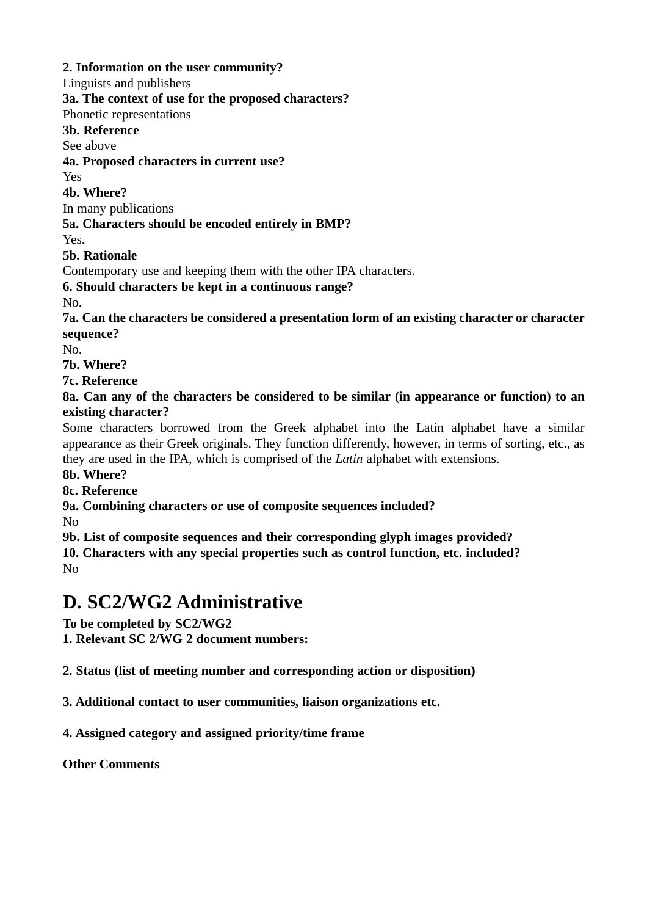**2. Information on the user community?**
Linguists and publishers
**3a. The context of use for the proposed characters?**
Phonetic representations
**3b. Reference**
See above
**4a. Proposed characters in current use?**
Yes
**4b. Where?**
In many publications
**5a. Characters should be encoded entirely in BMP?**
Yes.
**5b. Rationale**
Contemporary use and keeping them with the other IPA characters.
**6. Should characters be kept in a continuous range?**
No.
**7a. Can the characters be considered a presentation form of an existing character or character sequence?**
No.
**7b. Where?**
**7c. Reference**
**8a. Can any of the characters be considered to be similar (in appearance or function) to an existing character?**
Some characters borrowed from the Greek alphabet into the Latin alphabet have a similar appearance as their Greek originals. They function differently, however, in terms of sorting, etc., as they are used in the IPA, which is comprised of the *Latin* alphabet with extensions.
**8b. Where?**
**8c. Reference**
**9a. Combining characters or use of composite sequences included?**
No
**9b. List of composite sequences and their corresponding glyph images provided?**
**10. Characters with any special properties such as control function, etc. included?**
No

# D. SC2/WG2 Administrative

**To be completed by SC2/WG2**
**1. Relevant SC 2/WG 2 document numbers:**

**2. Status (list of meeting number and corresponding action or disposition)**

**3. Additional contact to user communities, liaison organizations etc.**

**4. Assigned category and assigned priority/time frame**

**Other Comments**